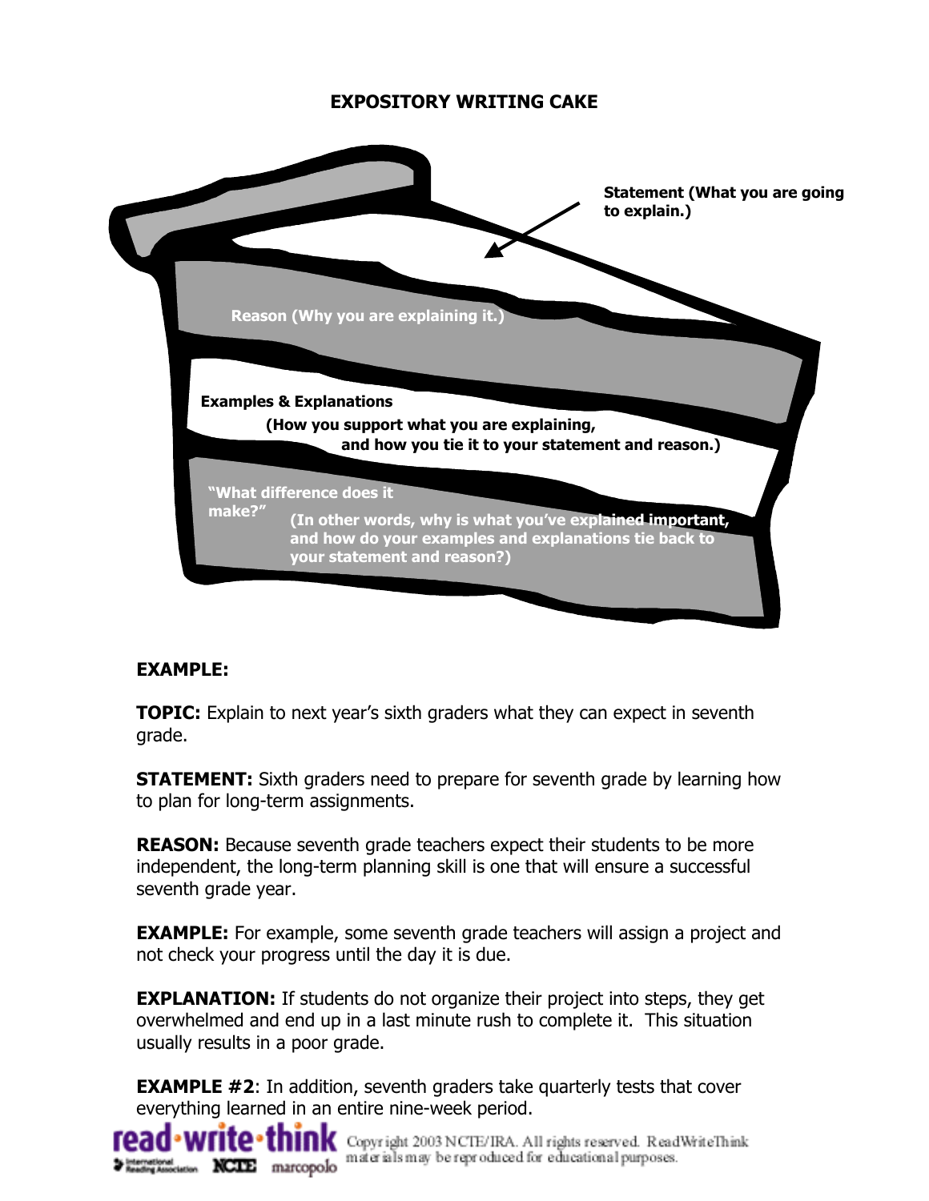# EXPOSITORY WRITING CAKE

**Statement (What you are going to explain.)**

**Reason (Why you are explaining it.)**

**Examples & Explanations**
**(How you support what you are explaining, and how you tie it to your statement and reason.)**

**"What difference does it make?"**
**(In other words, why is what you've explained important, and how do your examples and explanations tie back to your statement and reason?)**

**EXAMPLE:**

**TOPIC:** Explain to next year's sixth graders what they can expect in seventh grade.

**STATEMENT:** Sixth graders need to prepare for seventh grade by learning how to plan for long-term assignments.

**REASON:** Because seventh grade teachers expect their students to be more independent, the long-term planning skill is one that will ensure a successful seventh grade year.

**EXAMPLE:** For example, some seventh grade teachers will assign a project and not check your progress until the day it is due.

**EXPLANATION:** If students do not organize their project into steps, they get overwhelmed and end up in a last minute rush to complete it. This situation usually results in a poor grade.

**EXAMPLE #2**: In addition, seventh graders take quarterly tests that cover everything learned in an entire nine-week period.

Copyright 2003 NCTE/IRA. All rights reserved. ReadWriteThink materials may be reproduced for educational purposes.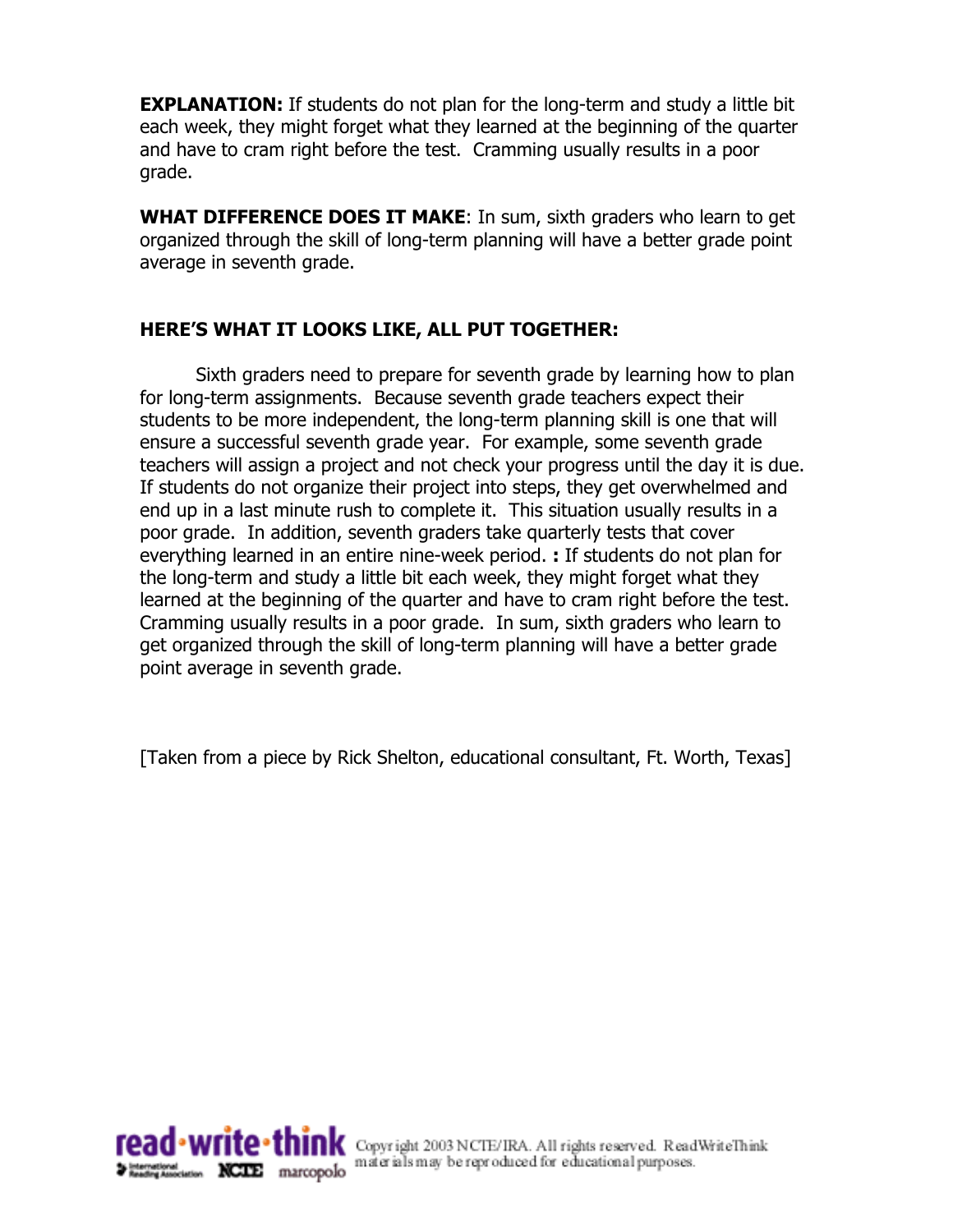**EXPLANATION:** If students do not plan for the long-term and study a little bit each week, they might forget what they learned at the beginning of the quarter and have to cram right before the test. Cramming usually results in a poor grade.

**WHAT DIFFERENCE DOES IT MAKE**: In sum, sixth graders who learn to get organized through the skill of long-term planning will have a better grade point average in seventh grade.

**HERE'S WHAT IT LOOKS LIKE, ALL PUT TOGETHER:**

Sixth graders need to prepare for seventh grade by learning how to plan for long-term assignments. Because seventh grade teachers expect their students to be more independent, the long-term planning skill is one that will ensure a successful seventh grade year. For example, some seventh grade teachers will assign a project and not check your progress until the day it is due. If students do not organize their project into steps, they get overwhelmed and end up in a last minute rush to complete it. This situation usually results in a poor grade. In addition, seventh graders take quarterly tests that cover everything learned in an entire nine-week period. **:** If students do not plan for the long-term and study a little bit each week, they might forget what they learned at the beginning of the quarter and have to cram right before the test. Cramming usually results in a poor grade. In sum, sixth graders who learn to get organized through the skill of long-term planning will have a better grade point average in seventh grade.

[Taken from a piece by Rick Shelton, educational consultant, Ft. Worth, Texas]

Copyright 2003 NCTE/IRA. All rights reserved. ReadWriteThink materials may be reproduced for educational purposes.